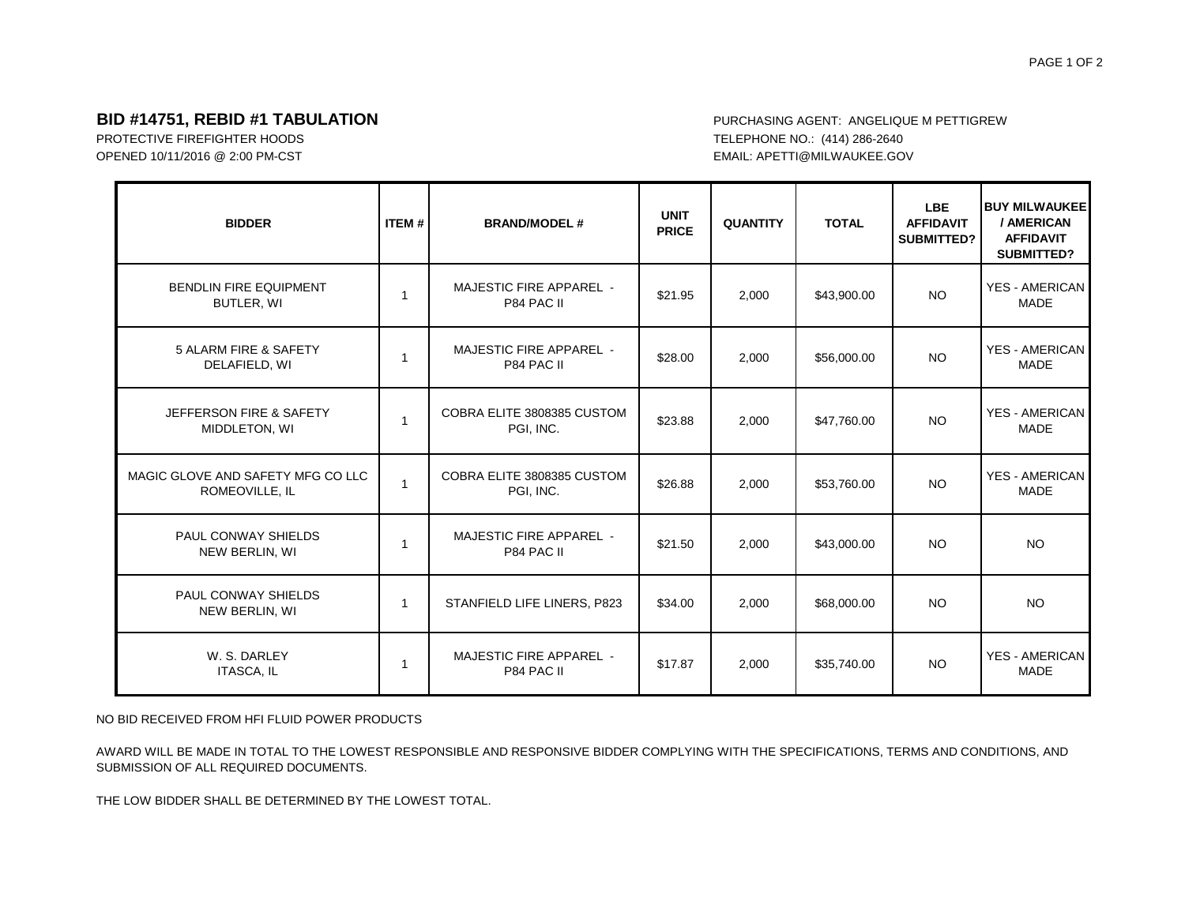# BID #14751, REBID #1 TABULATION

PROTECTIVE FIREFIGHTER HOODS
OPENED 10/11/2016 @ 2:00 PM-CST

PURCHASING AGENT: ANGELIQUE M PETTIGREW
TELEPHONE NO.: (414) 286-2640
EMAIL: APETTI@MILWAUKEE.GOV

| BIDDER | ITEM # | BRAND/MODEL # | UNIT PRICE | QUANTITY | TOTAL | LBE AFFIDAVIT SUBMITTED? | BUY MILWAUKEE / AMERICAN AFFIDAVIT SUBMITTED? |
|---|---|---|---|---|---|---|---|
| BENDLIN FIRE EQUIPMENT BUTLER, WI | 1 | MAJESTIC FIRE APPAREL - P84 PAC II | $21.95 | 2,000 | $43,900.00 | NO | YES - AMERICAN MADE |
| 5 ALARM FIRE & SAFETY DELAFIELD, WI | 1 | MAJESTIC FIRE APPAREL - P84 PAC II | $28.00 | 2,000 | $56,000.00 | NO | YES - AMERICAN MADE |
| JEFFERSON FIRE & SAFETY MIDDLETON, WI | 1 | COBRA ELITE 3808385 CUSTOM PGI, INC. | $23.88 | 2,000 | $47,760.00 | NO | YES - AMERICAN MADE |
| MAGIC GLOVE AND SAFETY MFG CO LLC ROMEOVILLE, IL | 1 | COBRA ELITE 3808385 CUSTOM PGI, INC. | $26.88 | 2,000 | $53,760.00 | NO | YES - AMERICAN MADE |
| PAUL CONWAY SHIELDS NEW BERLIN, WI | 1 | MAJESTIC FIRE APPAREL - P84 PAC II | $21.50 | 2,000 | $43,000.00 | NO | NO |
| PAUL CONWAY SHIELDS NEW BERLIN, WI | 1 | STANFIELD LIFE LINERS, P823 | $34.00 | 2,000 | $68,000.00 | NO | NO |
| W. S. DARLEY ITASCA, IL | 1 | MAJESTIC FIRE APPAREL - P84 PAC II | $17.87 | 2,000 | $35,740.00 | NO | YES - AMERICAN MADE |

NO BID RECEIVED FROM HFI FLUID POWER PRODUCTS

AWARD WILL BE MADE IN TOTAL TO THE LOWEST RESPONSIBLE AND RESPONSIVE BIDDER COMPLYING WITH THE SPECIFICATIONS, TERMS AND CONDITIONS, AND SUBMISSION OF ALL REQUIRED DOCUMENTS.

THE LOW BIDDER SHALL BE DETERMINED BY THE LOWEST TOTAL.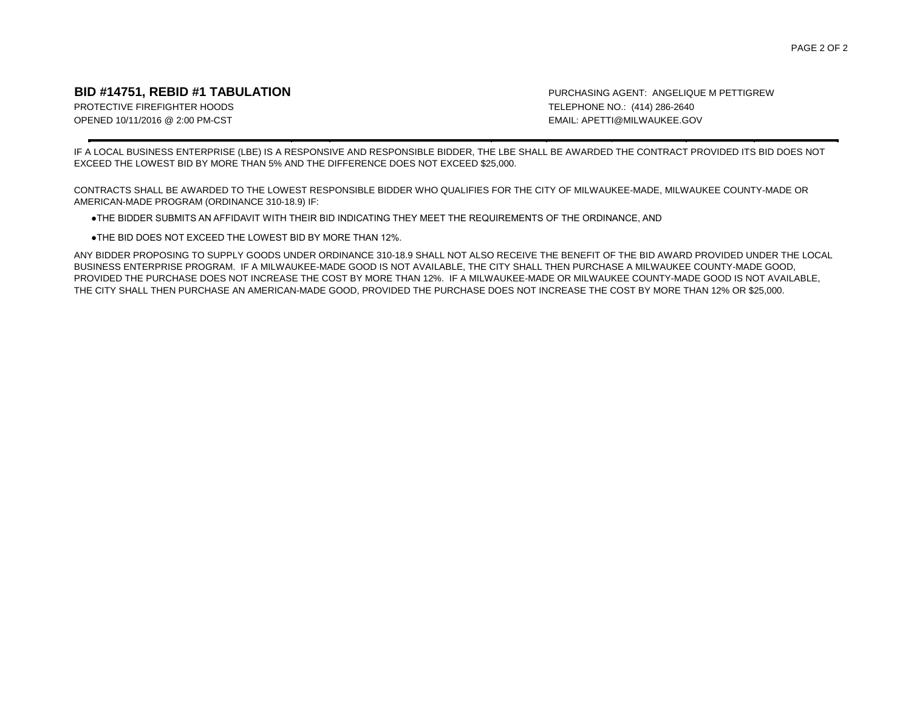**BID #14751, REBID #1 TABULATION**

PROTECTIVE FIREFIGHTER HOODS

OPENED 10/11/2016 @ 2:00 PM-CST

PURCHASING AGENT: ANGELIQUE M PETTIGREW

TELEPHONE NO.: (414) 286-2640

EMAIL: APETTI@MILWAUKEE.GOV

IF A LOCAL BUSINESS ENTERPRISE (LBE) IS A RESPONSIVE AND RESPONSIBLE BIDDER, THE LBE SHALL BE AWARDED THE CONTRACT PROVIDED ITS BID DOES NOT EXCEED THE LOWEST BID BY MORE THAN 5% AND THE DIFFERENCE DOES NOT EXCEED $25,000.

CONTRACTS SHALL BE AWARDED TO THE LOWEST RESPONSIBLE BIDDER WHO QUALIFIES FOR THE CITY OF MILWAUKEE-MADE, MILWAUKEE COUNTY-MADE OR AMERICAN-MADE PROGRAM (ORDINANCE 310-18.9) IF:

- THE BIDDER SUBMITS AN AFFIDAVIT WITH THEIR BID INDICATING THEY MEET THE REQUIREMENTS OF THE ORDINANCE, AND
- THE BID DOES NOT EXCEED THE LOWEST BID BY MORE THAN 12%.

ANY BIDDER PROPOSING TO SUPPLY GOODS UNDER ORDINANCE 310-18.9 SHALL NOT ALSO RECEIVE THE BENEFIT OF THE BID AWARD PROVIDED UNDER THE LOCAL BUSINESS ENTERPRISE PROGRAM. IF A MILWAUKEE-MADE GOOD IS NOT AVAILABLE, THE CITY SHALL THEN PURCHASE A MILWAUKEE COUNTY-MADE GOOD, PROVIDED THE PURCHASE DOES NOT INCREASE THE COST BY MORE THAN 12%. IF A MILWAUKEE-MADE OR MILWAUKEE COUNTY-MADE GOOD IS NOT AVAILABLE, THE CITY SHALL THEN PURCHASE AN AMERICAN-MADE GOOD, PROVIDED THE PURCHASE DOES NOT INCREASE THE COST BY MORE THAN 12% OR $25,000.